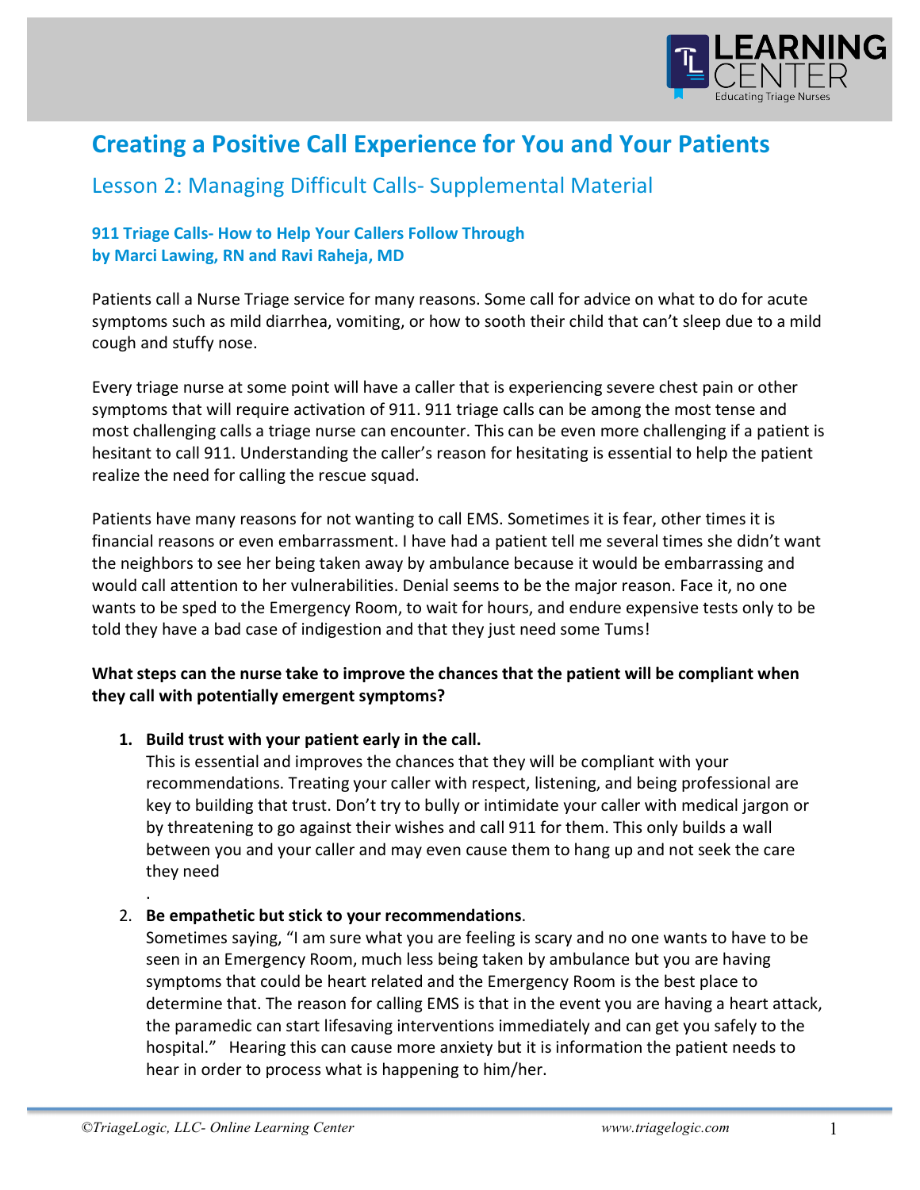# Creating a Positive Call Experience for You and Your Patients

## Lesson 2: Managing Difficult Calls- Supplemental Material

**911 Triage Calls- How to Help Your Callers Follow Through**
**by Marci Lawing, RN and Ravi Raheja, MD**

Patients call a Nurse Triage service for many reasons. Some call for advice on what to do for acute symptoms such as mild diarrhea, vomiting, or how to sooth their child that can't sleep due to a mild cough and stuffy nose.

Every triage nurse at some point will have a caller that is experiencing severe chest pain or other symptoms that will require activation of 911. 911 triage calls can be among the most tense and most challenging calls a triage nurse can encounter. This can be even more challenging if a patient is hesitant to call 911. Understanding the caller's reason for hesitating is essential to help the patient realize the need for calling the rescue squad.

Patients have many reasons for not wanting to call EMS. Sometimes it is fear, other times it is financial reasons or even embarrassment. I have had a patient tell me several times she didn't want the neighbors to see her being taken away by ambulance because it would be embarrassing and would call attention to her vulnerabilities. Denial seems to be the major reason. Face it, no one wants to be sped to the Emergency Room, to wait for hours, and endure expensive tests only to be told they have a bad case of indigestion and that they just need some Tums!

**What steps can the nurse take to improve the chances that the patient will be compliant when they call with potentially emergent symptoms?**

1. **Build trust with your patient early in the call.**
   This is essential and improves the chances that they will be compliant with your recommendations. Treating your caller with respect, listening, and being professional are key to building that trust. Don't try to bully or intimidate your caller with medical jargon or by threatening to go against their wishes and call 911 for them. This only builds a wall between you and your caller and may even cause them to hang up and not seek the care they need
   .
2. **Be empathetic but stick to your recommendations**.
   Sometimes saying, "I am sure what you are feeling is scary and no one wants to have to be seen in an Emergency Room, much less being taken by ambulance but you are having symptoms that could be heart related and the Emergency Room is the best place to determine that. The reason for calling EMS is that in the event you are having a heart attack, the paramedic can start lifesaving interventions immediately and can get you safely to the hospital." Hearing this can cause more anxiety but it is information the patient needs to hear in order to process what is happening to him/her.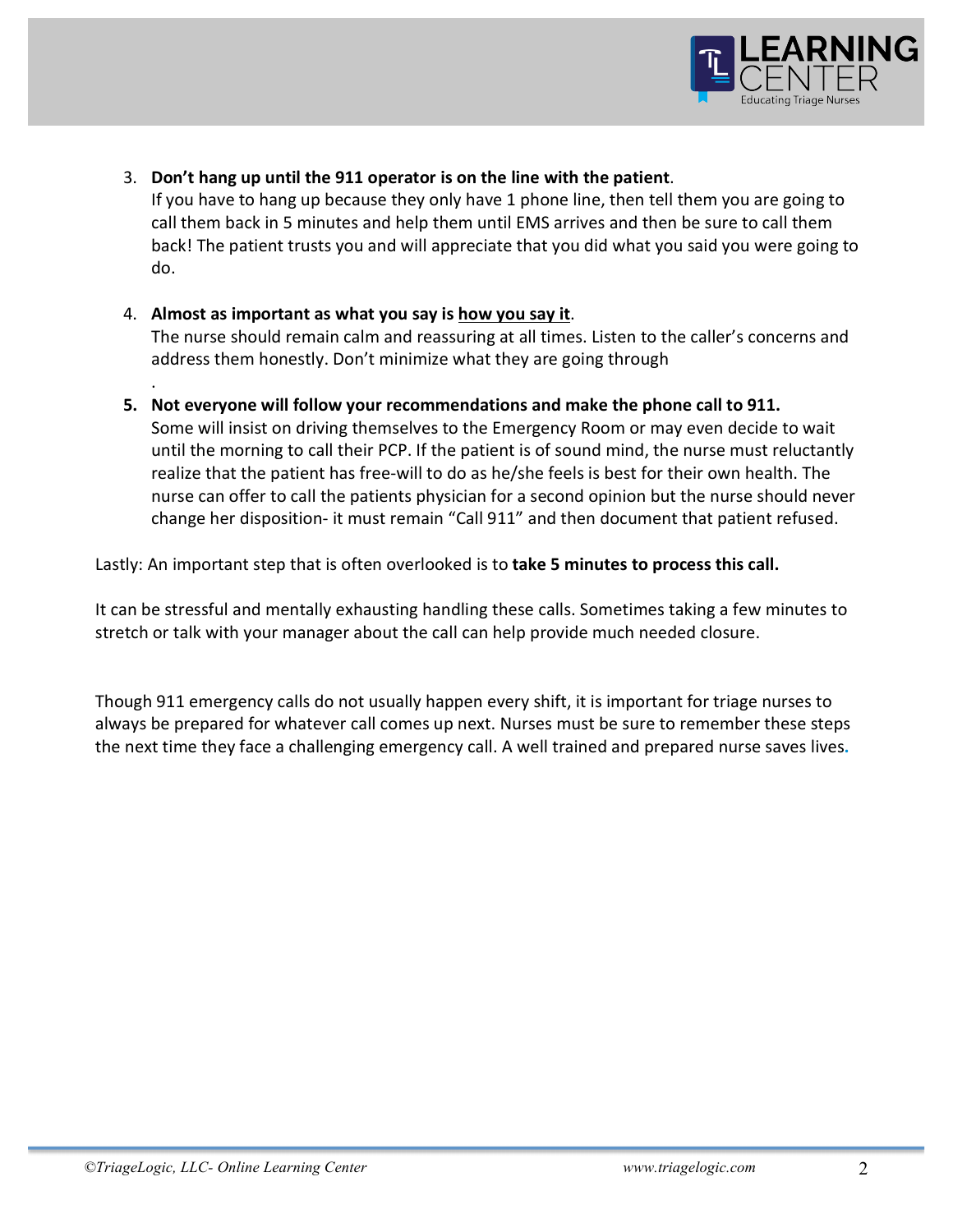3. **Don't hang up until the 911 operator is on the line with the patient**.
   If you have to hang up because they only have 1 phone line, then tell them you are going to call them back in 5 minutes and help them until EMS arrives and then be sure to call them back! The patient trusts you and will appreciate that you did what you said you were going to do.

4. **Almost as important as what you say is <u>how you say it</u>**.
   The nurse should remain calm and reassuring at all times. Listen to the caller's concerns and address them honestly. Don't minimize what they are going through
   .

5. **Not everyone will follow your recommendations and make the phone call to 911.**
   Some will insist on driving themselves to the Emergency Room or may even decide to wait until the morning to call their PCP. If the patient is of sound mind, the nurse must reluctantly realize that the patient has free-will to do as he/she feels is best for their own health. The nurse can offer to call the patients physician for a second opinion but the nurse should never change her disposition- it must remain "Call 911" and then document that patient refused.

Lastly: An important step that is often overlooked is to **take 5 minutes to process this call.**

It can be stressful and mentally exhausting handling these calls. Sometimes taking a few minutes to stretch or talk with your manager about the call can help provide much needed closure.

Though 911 emergency calls do not usually happen every shift, it is important for triage nurses to always be prepared for whatever call comes up next. Nurses must be sure to remember these steps the next time they face a challenging emergency call. A well trained and prepared nurse saves lives.